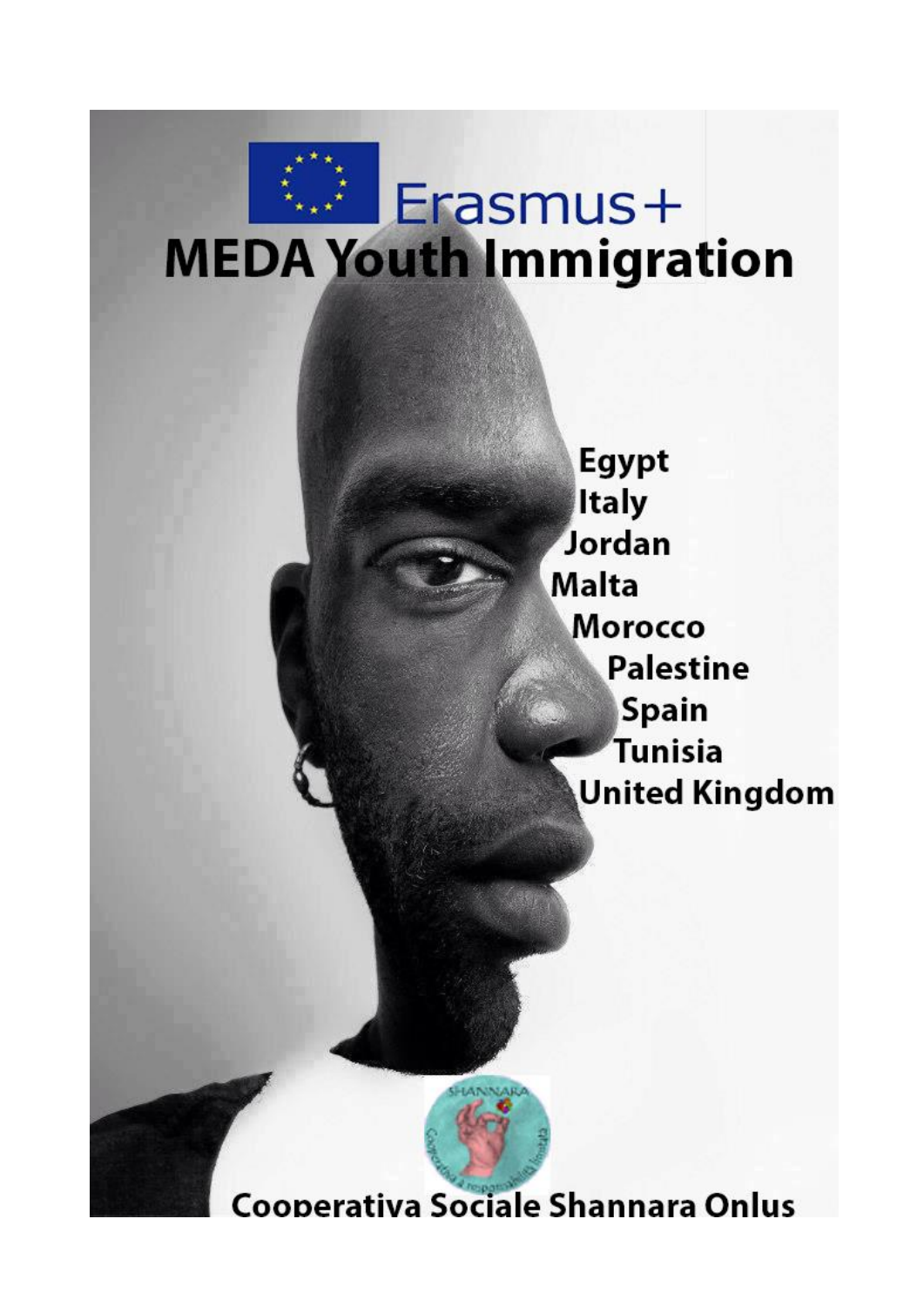Erasmus+

# MEDA Youth Immigration

Egypt
Italy
Jordan
Malta
Morocco
Palestine
Spain
Tunisia
United Kingdom

Cooperativa Sociale Shannara Onlus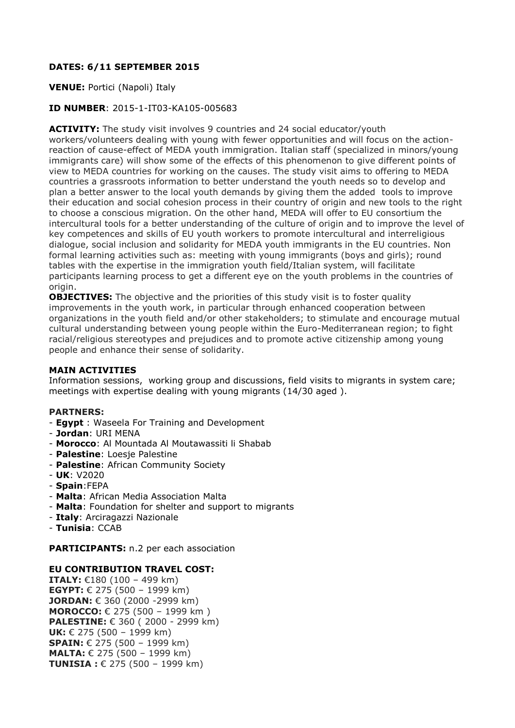**DATES: 6/11 SEPTEMBER 2015**

**VENUE:** Portici (Napoli) Italy

**ID NUMBER**: 2015-1-IT03-KA105-005683

**ACTIVITY:** The study visit involves 9 countries and 24 social educator/youth workers/volunteers dealing with young with fewer opportunities and will focus on the action-reaction of cause-effect of MEDA youth immigration. Italian staff (specialized in minors/young immigrants care) will show some of the effects of this phenomenon to give different points of view to MEDA countries for working on the causes. The study visit aims to offering to MEDA countries a grassroots information to better understand the youth needs so to develop and plan a better answer to the local youth demands by giving them the added tools to improve their education and social cohesion process in their country of origin and new tools to the right to choose a conscious migration. On the other hand, MEDA will offer to EU consortium the intercultural tools for a better understanding of the culture of origin and to improve the level of key competences and skills of EU youth workers to promote intercultural and interreligious dialogue, social inclusion and solidarity for MEDA youth immigrants in the EU countries. Non formal learning activities such as: meeting with young immigrants (boys and girls); round tables with the expertise in the immigration youth field/Italian system, will facilitate participants learning process to get a different eye on the youth problems in the countries of origin.

**OBJECTIVES:** The objective and the priorities of this study visit is to foster quality improvements in the youth work, in particular through enhanced cooperation between organizations in the youth field and/or other stakeholders; to stimulate and encourage mutual cultural understanding between young people within the Euro-Mediterranean region; to fight racial/religious stereotypes and prejudices and to promote active citizenship among young people and enhance their sense of solidarity.

**MAIN ACTIVITIES**

Information sessions, working group and discussions, field visits to migrants in system care; meetings with expertise dealing with young migrants (14/30 aged ).

**PARTNERS:**

- **Egypt** : Waseela For Training and Development
- **Jordan**: URI MENA
- **Morocco**: Al Mountada Al Moutawassiti li Shabab
- **Palestine**: Loesje Palestine
- **Palestine**: African Community Society
- **UK**: V2020
- **Spain**:FEPA
- **Malta**: African Media Association Malta
- **Malta**: Foundation for shelter and support to migrants
- **Italy**: Arciragazzi Nazionale
- **Tunisia**: CCAB

**PARTICIPANTS:** n.2 per each association

**EU CONTRIBUTION TRAVEL COST:**

**ITALY:** €180 (100 – 499 km)
**EGYPT:** € 275 (500 – 1999 km)
**JORDAN:** € 360 (2000 -2999 km)
**MOROCCO:** € 275 (500 – 1999 km )
**PALESTINE:** € 360 ( 2000 - 2999 km)
**UK:** € 275 (500 – 1999 km)
**SPAIN:** € 275 (500 – 1999 km)
**MALTA:** € 275 (500 – 1999 km)
**TUNISIA :** € 275 (500 – 1999 km)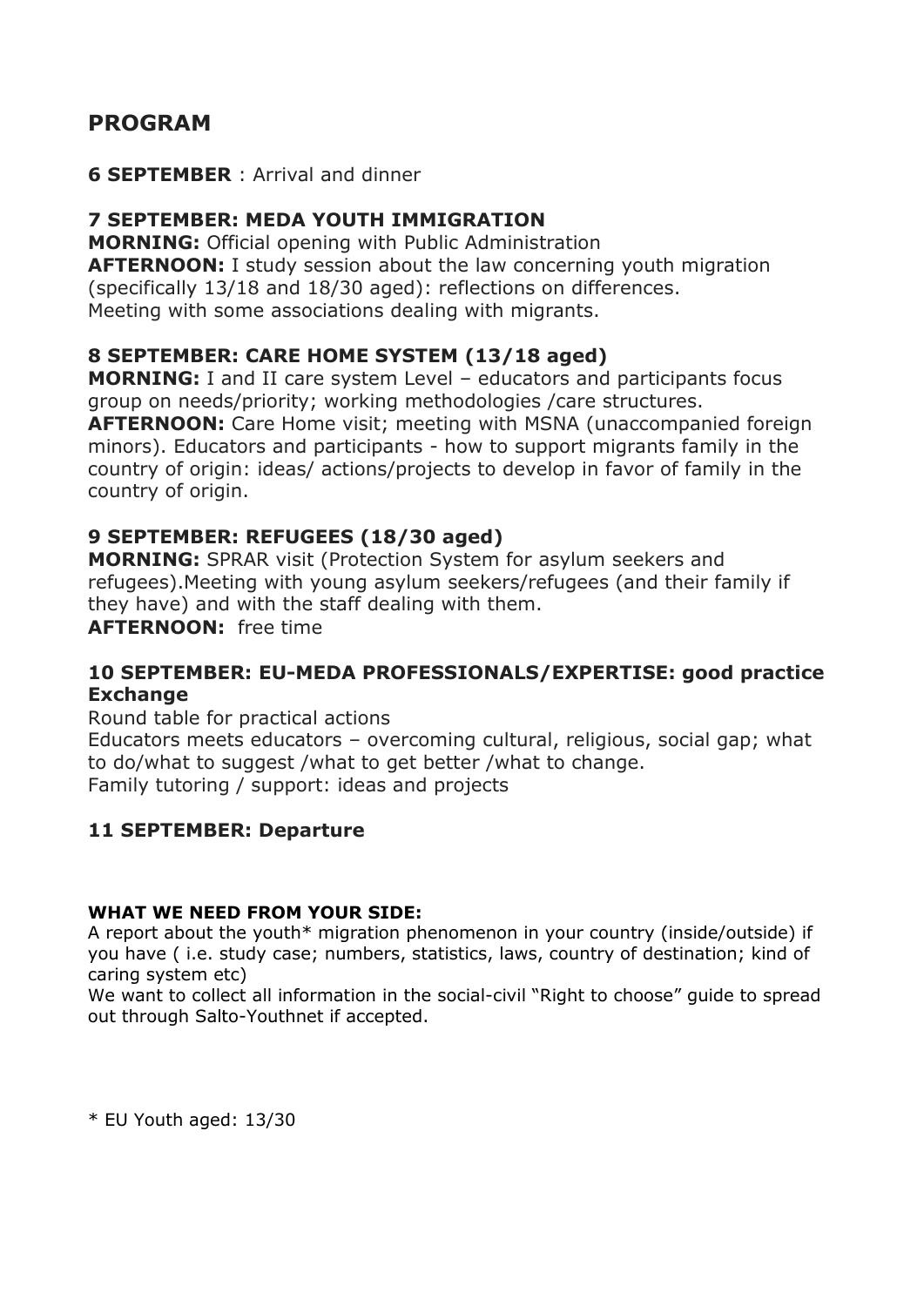## PROGRAM

**6 SEPTEMBER** : Arrival and dinner

**7 SEPTEMBER: MEDA YOUTH IMMIGRATION**
**MORNING:** Official opening with Public Administration
**AFTERNOON:** I study session about the law concerning youth migration (specifically 13/18 and 18/30 aged): reflections on differences.
Meeting with some associations dealing with migrants.

**8 SEPTEMBER: CARE HOME SYSTEM (13/18 aged)**
**MORNING:** I and II care system Level – educators and participants focus group on needs/priority; working methodologies /care structures.
**AFTERNOON:** Care Home visit; meeting with MSNA (unaccompanied foreign minors). Educators and participants - how to support migrants family in the country of origin: ideas/ actions/projects to develop in favor of family in the country of origin.

**9 SEPTEMBER: REFUGEES (18/30 aged)**
**MORNING:** SPRAR visit (Protection System for asylum seekers and refugees).Meeting with young asylum seekers/refugees (and their family if they have) and with the staff dealing with them.
**AFTERNOON:** free time

**10 SEPTEMBER: EU-MEDA PROFESSIONALS/EXPERTISE: good practice Exchange**
Round table for practical actions
Educators meets educators – overcoming cultural, religious, social gap; what to do/what to suggest /what to get better /what to change.
Family tutoring / support: ideas and projects

**11 SEPTEMBER: Departure**

**WHAT WE NEED FROM YOUR SIDE:**
A report about the youth* migration phenomenon in your country (inside/outside) if you have ( i.e. study case; numbers, statistics, laws, country of destination; kind of caring system etc)
We want to collect all information in the social-civil "Right to choose" guide to spread out through Salto-Youthnet if accepted.

\* EU Youth aged: 13/30